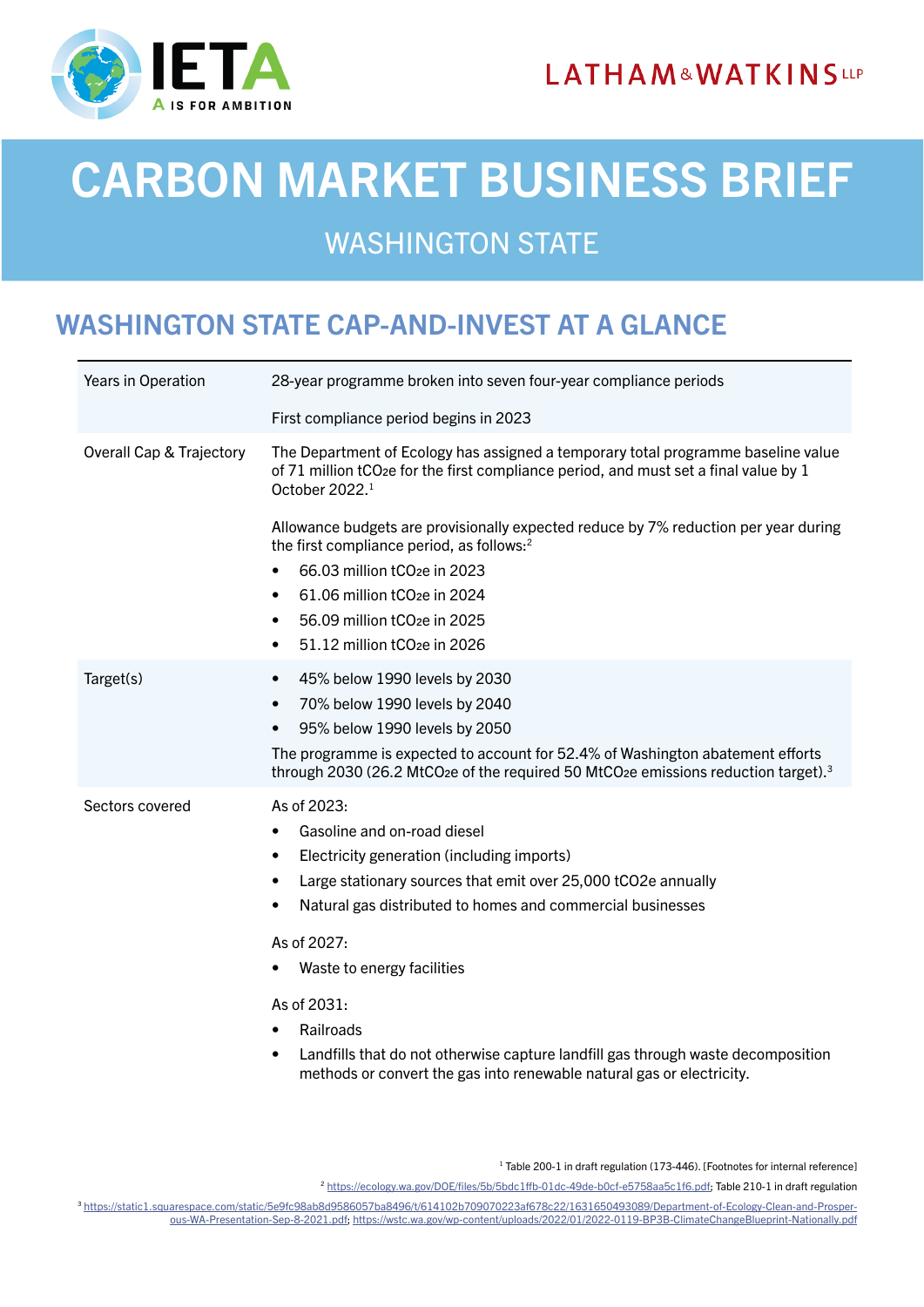# CARBON MARKET BUSINESS BRIEF

## WASHINGTON STATE

## WASHINGTON STATE CAP-AND-INVEST AT A GLANCE

| | |
|---|---|
| Years in Operation | 28-year programme broken into seven four-year compliance periods<br><br>First compliance period begins in 2023 |
| Overall Cap & Trajectory | The Department of Ecology has assigned a temporary total programme baseline value of 71 million $tCO_2e$ for the first compliance period, and must set a final value by 1 October 2022.[1]<br><br>Allowance budgets are provisionally expected reduce by 7% reduction per year during the first compliance period, as follows:[2]<br>• 66.03 million $tCO_2e$ in 2023<br>• 61.06 million $tCO_2e$ in 2024<br>• 56.09 million $tCO_2e$ in 2025<br>• 51.12 million $tCO_2e$ in 2026 |
| Target(s) | • 45% below 1990 levels by 2030<br>• 70% below 1990 levels by 2040<br>• 95% below 1990 levels by 2050<br>The programme is expected to account for 52.4% of Washington abatement efforts through 2030 (26.2 $MtCO_2e$ of the required 50 $MtCO_2e$ emissions reduction target).[3] |
| Sectors covered | As of 2023:<br>• Gasoline and on-road diesel<br>• Electricity generation (including imports)<br>• Large stationary sources that emit over 25,000 $tCO_2e$ annually<br>• Natural gas distributed to homes and commercial businesses<br><br>As of 2027:<br>• Waste to energy facilities<br><br>As of 2031:<br>• Railroads<br>• Landfills that do not otherwise capture landfill gas through waste decomposition methods or convert the gas into renewable natural gas or electricity. |

[1] Table 200-1 in draft regulation (173-446). [Footnotes for internal reference]

[2] https://ecology.wa.gov/DOE/files/5b/5bdc1ffb-01dc-49de-b0cf-e5758aa5c1f6.pdf; Table 210-1 in draft regulation

[3] https://static1.squarespace.com/static/5e9fc98ab8d9586057ba8496/t/614102b709070223af678c22/1631650493089/Department-of-Ecology-Clean-and-Prosperous-WA-Presentation-Sep-8-2021.pdf; https://wstc.wa.gov/wp-content/uploads/2022/01/2022-0119-BP3B-ClimateChangeBlueprint-Nationally.pdf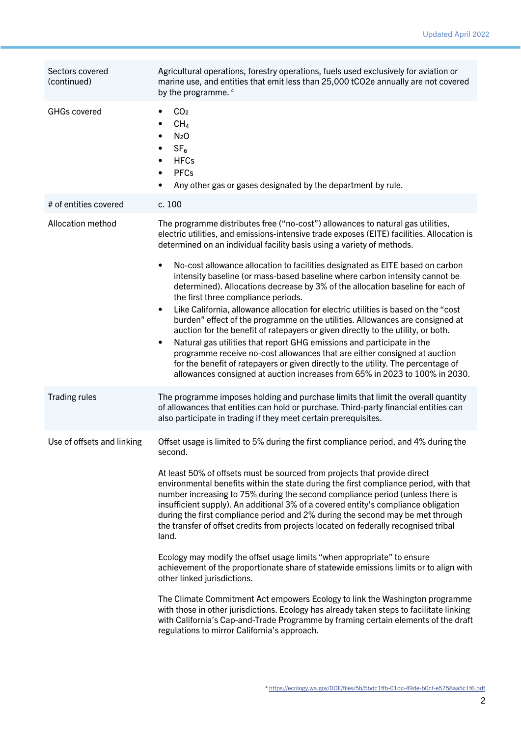| | |
|---|---|
| Sectors covered (continued) | Agricultural operations, forestry operations, fuels used exclusively for aviation or marine use, and entities that emit less than 25,000 tCO2e annually are not covered by the programme. [4] |
| GHGs covered | • $CO_2$<br>• $CH_4$<br>• $N_2O$<br>• $SF_6$<br>• HFCs<br>• PFCs<br>• Any other gas or gases designated by the department by rule. |
| # of entities covered | c. 100 |
| Allocation method | The programme distributes free ("no-cost") allowances to natural gas utilities, electric utilities, and emissions-intensive trade exposes (EITE) facilities. Allocation is determined on an individual facility basis using a variety of methods.<br><br>• No-cost allowance allocation to facilities designated as EITE based on carbon intensity baseline (or mass-based baseline where carbon intensity cannot be determined). Allocations decrease by 3% of the allocation baseline for each of the first three compliance periods.<br>• Like California, allowance allocation for electric utilities is based on the "cost burden" effect of the programme on the utilities. Allowances are consigned at auction for the benefit of ratepayers or given directly to the utility, or both.<br>• Natural gas utilities that report GHG emissions and participate in the programme receive no-cost allowances that are either consigned at auction for the benefit of ratepayers or given directly to the utility. The percentage of allowances consigned at auction increases from 65% in 2023 to 100% in 2030. |
| Trading rules | The programme imposes holding and purchase limits that limit the overall quantity of allowances that entities can hold or purchase. Third-party financial entities can also participate in trading if they meet certain prerequisites. |
| Use of offsets and linking | Offset usage is limited to 5% during the first compliance period, and 4% during the second.<br><br>At least 50% of offsets must be sourced from projects that provide direct environmental benefits within the state during the first compliance period, with that number increasing to 75% during the second compliance period (unless there is insufficient supply). An additional 3% of a covered entity's compliance obligation during the first compliance period and 2% during the second may be met through the transfer of offset credits from projects located on federally recognised tribal land.<br><br>Ecology may modify the offset usage limits "when appropriate" to ensure achievement of the proportionate share of statewide emissions limits or to align with other linked jurisdictions.<br><br>The Climate Commitment Act empowers Ecology to link the Washington programme with those in other jurisdictions. Ecology has already taken steps to facilitate linking with California's Cap-and-Trade Programme by framing certain elements of the draft regulations to mirror California's approach. |

[4] https://ecology.wa.gov/DOE/files/5b/5bdc1ffb-01dc-49de-b0cf-e5758aa5c1f6.pdf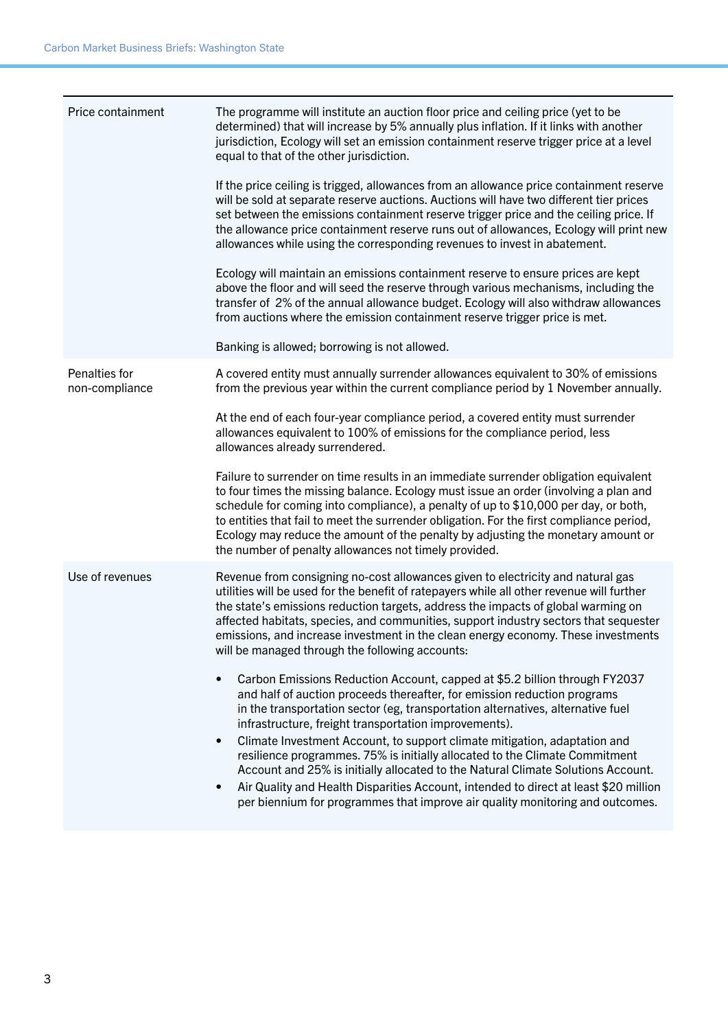| | |
|---|---|
| Price containment | The programme will institute an auction floor price and ceiling price (yet to be determined) that will increase by 5% annually plus inflation. If it links with another jurisdiction, Ecology will set an emission containment reserve trigger price at a level equal to that of the other jurisdiction.<br><br>If the price ceiling is trigged, allowances from an allowance price containment reserve will be sold at separate reserve auctions. Auctions will have two different tier prices set between the emissions containment reserve trigger price and the ceiling price. If the allowance price containment reserve runs out of allowances, Ecology will print new allowances while using the corresponding revenues to invest in abatement.<br><br>Ecology will maintain an emissions containment reserve to ensure prices are kept above the floor and will seed the reserve through various mechanisms, including the transfer of 2% of the annual allowance budget. Ecology will also withdraw allowances from auctions where the emission containment reserve trigger price is met.<br><br>Banking is allowed; borrowing is not allowed. |
| Penalties for non-compliance | A covered entity must annually surrender allowances equivalent to 30% of emissions from the previous year within the current compliance period by 1 November annually.<br><br>At the end of each four-year compliance period, a covered entity must surrender allowances equivalent to 100% of emissions for the compliance period, less allowances already surrendered.<br><br>Failure to surrender on time results in an immediate surrender obligation equivalent to four times the missing balance. Ecology must issue an order (involving a plan and schedule for coming into compliance), a penalty of up to $10,000 per day, or both, to entities that fail to meet the surrender obligation. For the first compliance period, Ecology may reduce the amount of the penalty by adjusting the monetary amount or the number of penalty allowances not timely provided. |
| Use of revenues | Revenue from consigning no-cost allowances given to electricity and natural gas utilities will be used for the benefit of ratepayers while all other revenue will further the state's emissions reduction targets, address the impacts of global warming on affected habitats, species, and communities, support industry sectors that sequester emissions, and increase investment in the clean energy economy. These investments will be managed through the following accounts:<br><br>• Carbon Emissions Reduction Account, capped at $5.2 billion through FY2037 and half of auction proceeds thereafter, for emission reduction programs in the transportation sector (eg, transportation alternatives, alternative fuel infrastructure, freight transportation improvements).<br>• Climate Investment Account, to support climate mitigation, adaptation and resilience programmes. 75% is initially allocated to the Climate Commitment Account and 25% is initially allocated to the Natural Climate Solutions Account.<br>• Air Quality and Health Disparities Account, intended to direct at least $20 million per biennium for programmes that improve air quality monitoring and outcomes. |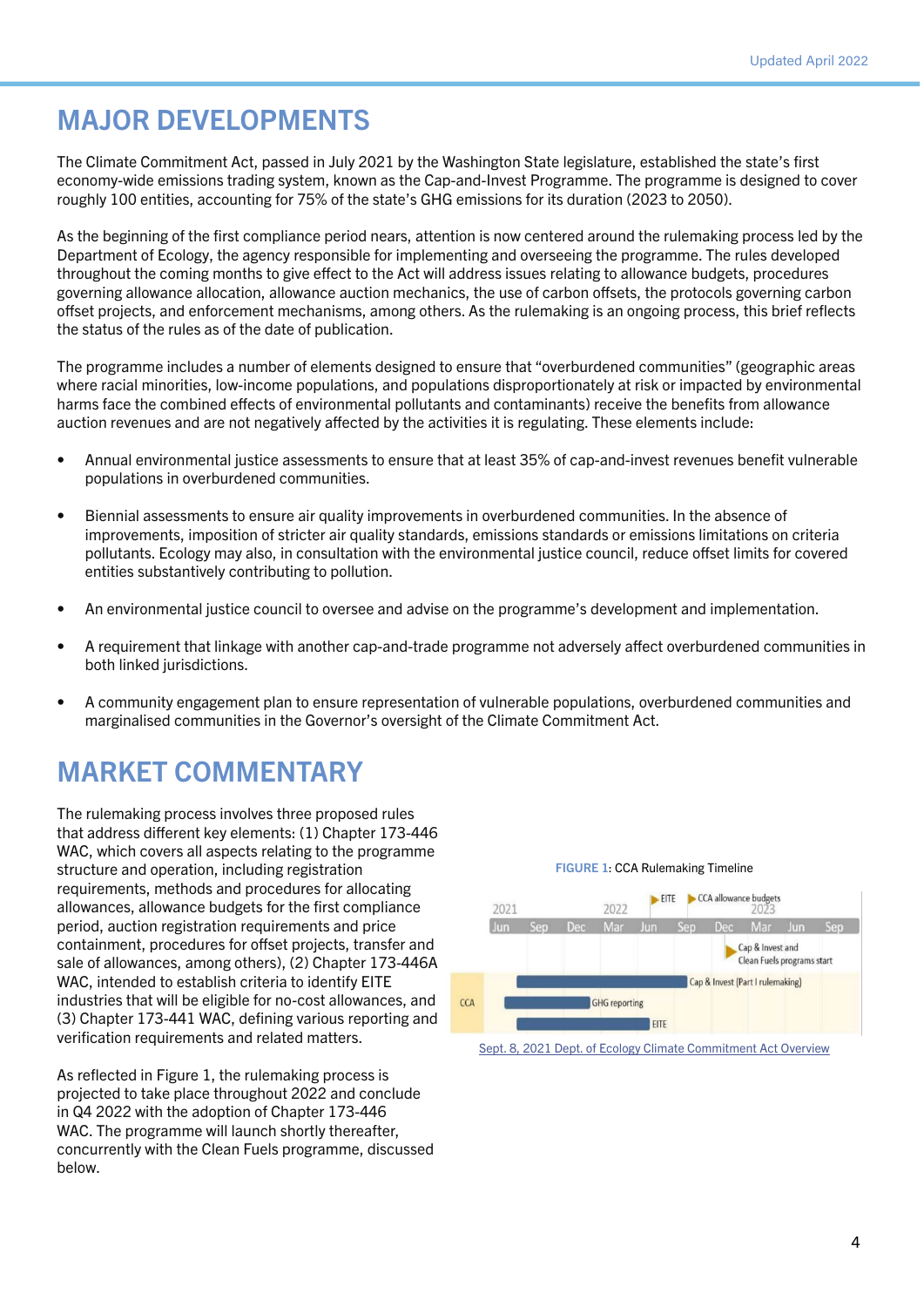# MAJOR DEVELOPMENTS

The Climate Commitment Act, passed in July 2021 by the Washington State legislature, established the state's first economy-wide emissions trading system, known as the Cap-and-Invest Programme. The programme is designed to cover roughly 100 entities, accounting for 75% of the state's GHG emissions for its duration (2023 to 2050).

As the beginning of the first compliance period nears, attention is now centered around the rulemaking process led by the Department of Ecology, the agency responsible for implementing and overseeing the programme. The rules developed throughout the coming months to give effect to the Act will address issues relating to allowance budgets, procedures governing allowance allocation, allowance auction mechanics, the use of carbon offsets, the protocols governing carbon offset projects, and enforcement mechanisms, among others. As the rulemaking is an ongoing process, this brief reflects the status of the rules as of the date of publication.

The programme includes a number of elements designed to ensure that "overburdened communities" (geographic areas where racial minorities, low-income populations, and populations disproportionately at risk or impacted by environmental harms face the combined effects of environmental pollutants and contaminants) receive the benefits from allowance auction revenues and are not negatively affected by the activities it is regulating. These elements include:

- Annual environmental justice assessments to ensure that at least 35% of cap-and-invest revenues benefit vulnerable populations in overburdened communities.
- Biennial assessments to ensure air quality improvements in overburdened communities. In the absence of improvements, imposition of stricter air quality standards, emissions standards or emissions limitations on criteria pollutants. Ecology may also, in consultation with the environmental justice council, reduce offset limits for covered entities substantively contributing to pollution.
- An environmental justice council to oversee and advise on the programme's development and implementation.
- A requirement that linkage with another cap-and-trade programme not adversely affect overburdened communities in both linked jurisdictions.
- A community engagement plan to ensure representation of vulnerable populations, overburdened communities and marginalised communities in the Governor's oversight of the Climate Commitment Act.

# MARKET COMMENTARY

The rulemaking process involves three proposed rules that address different key elements: (1) Chapter 173-446 WAC, which covers all aspects relating to the programme structure and operation, including registration requirements, methods and procedures for allocating allowances, allowance budgets for the first compliance period, auction registration requirements and price containment, procedures for offset projects, transfer and sale of allowances, among others), (2) Chapter 173-446A WAC, intended to establish criteria to identify EITE industries that will be eligible for no-cost allowances, and (3) Chapter 173-441 WAC, defining various reporting and verification requirements and related matters.

As reflected in Figure 1, the rulemaking process is projected to take place throughout 2022 and conclude in Q4 2022 with the adoption of Chapter 173-446 WAC. The programme will launch shortly thereafter, concurrently with the Clean Fuels programme, discussed below.

**FIGURE 1**: CCA Rulemaking Timeline

| | 2021 | | | 2022 | | | | 2023 | | |
|---|---|---|---|---|---|---|---|---|---|---|
| | Jun | Sep | Dec | Mar | Jun | Sep | Dec | Mar | Jun | Sep |
| CCA | Cap & Invest (Part I rulemaking) | | | | | | | | | |
| | GHG reporting | | | | | | | | | |
| | EITE | | | | | | | | | |

Milestones: EITE (Jun 2022); CCA allowance budgets (Sep 2022); Cap & Invest and Clean Fuels programs start (Dec 2022/Jan 2023)

Sept. 8, 2021 Dept. of Ecology Climate Commitment Act Overview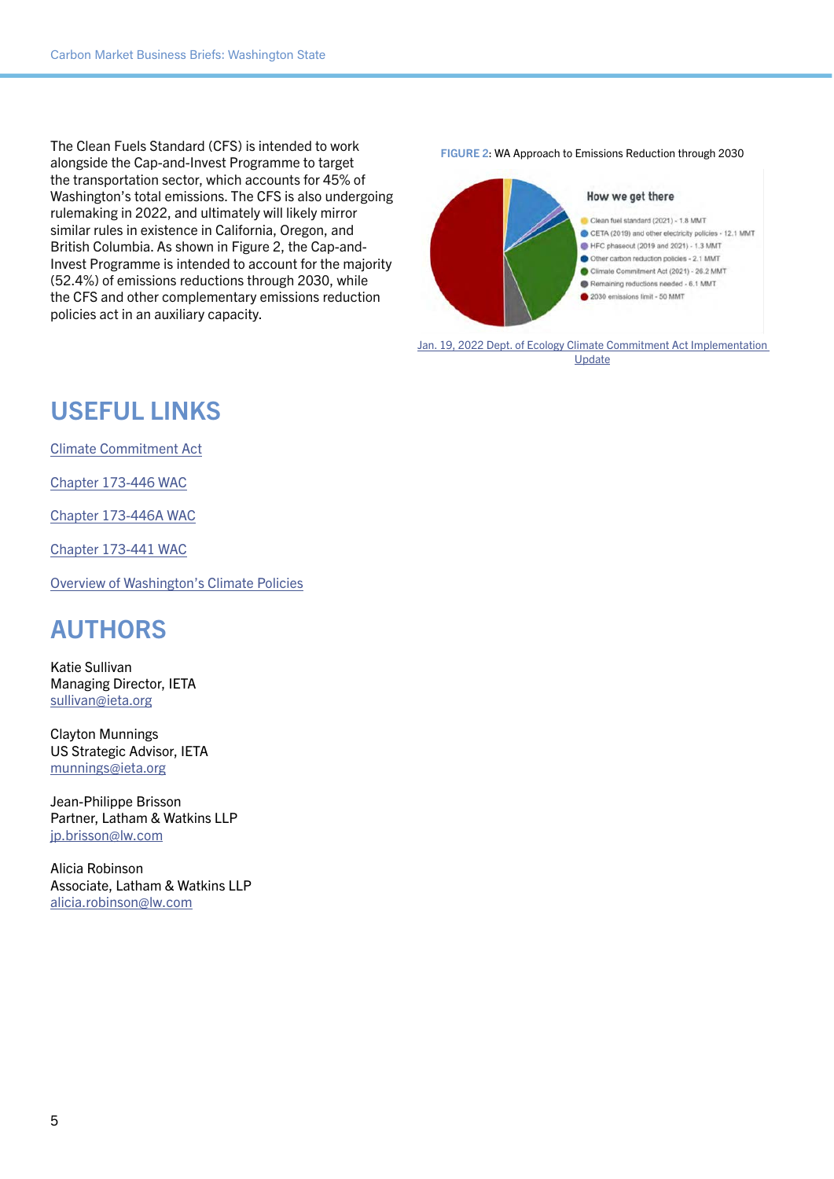The Clean Fuels Standard (CFS) is intended to work alongside the Cap-and-Invest Programme to target the transportation sector, which accounts for 45% of Washington's total emissions. The CFS is also undergoing rulemaking in 2022, and ultimately will likely mirror similar rules in existence in California, Oregon, and British Columbia. As shown in Figure 2, the Cap-and-Invest Programme is intended to account for the majority (52.4%) of emissions reductions through 2030, while the CFS and other complementary emissions reduction policies act in an auxiliary capacity.

FIGURE 2: WA Approach to Emissions Reduction through 2030

How we get there

Clean fuel standard (2021) - 1.8 MMT

CETA (2019) and other electricity policies - 12.1 MMT

HFC phaseout (2019 and 2021) - 1.3 MMT

Other carbon reduction policies - 2.1 MMT

Climate Commitment Act (2021) - 26.2 MMT

Remaining reductions needed - 6.1 MMT

2030 emissions limit - 50 MMT

[Jan. 19, 2022 Dept. of Ecology Climate Commitment Act Implementation Update]

## USEFUL LINKS

[Climate Commitment Act]

[Chapter 173-446 WAC]

[Chapter 173-446A WAC]

[Chapter 173-441 WAC]

[Overview of Washington's Climate Policies]

## AUTHORS

Katie Sullivan
Managing Director, IETA
sullivan@ieta.org

Clayton Munnings
US Strategic Advisor, IETA
munnings@ieta.org

Jean-Philippe Brisson
Partner, Latham & Watkins LLP
jp.brisson@lw.com

Alicia Robinson
Associate, Latham & Watkins LLP
alicia.robinson@lw.com